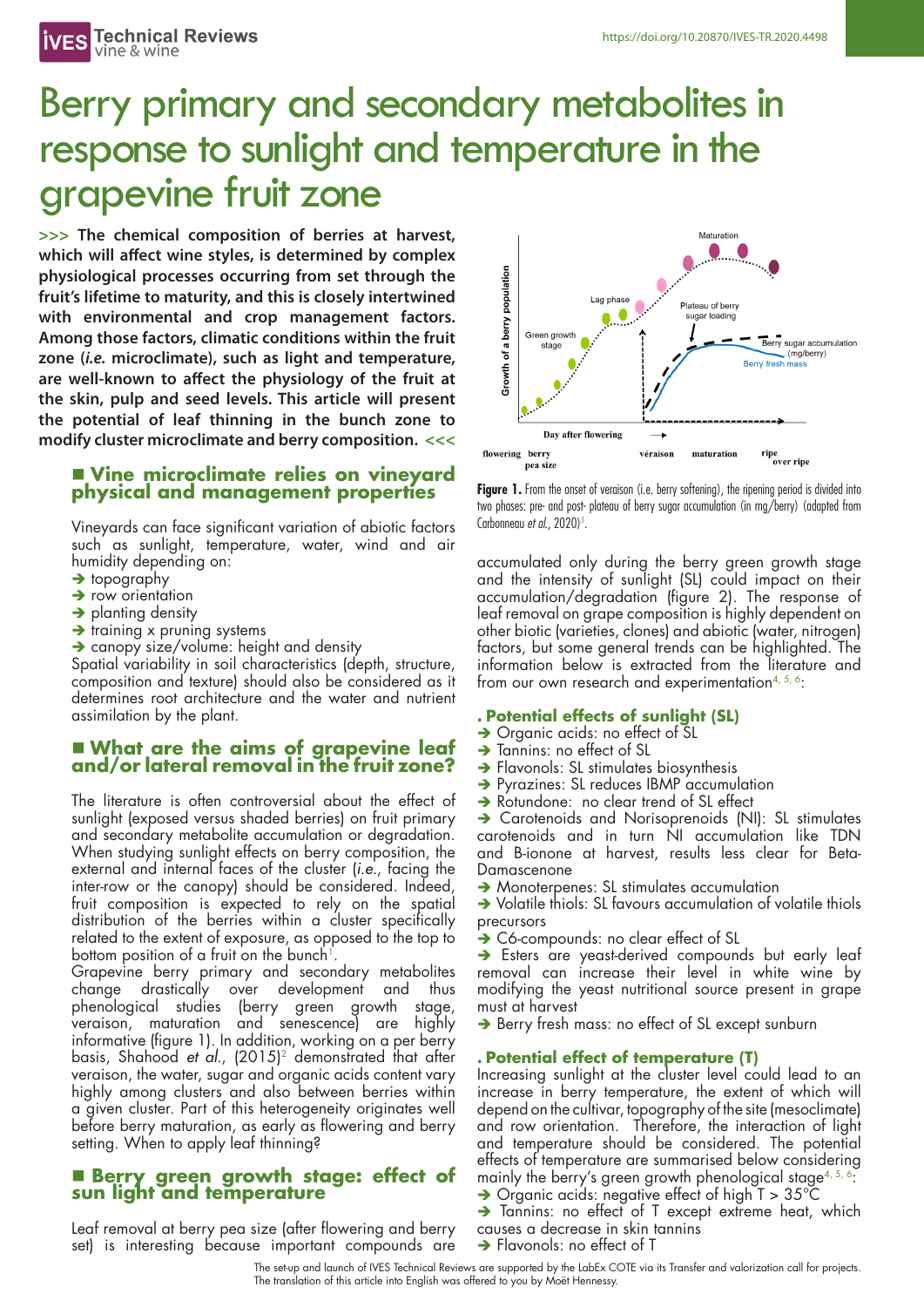# Berry primary and secondary metabolites in response to sunlight and temperature in the grapevine fruit zone

**>>> The chemical composition of berries at harvest, which will affect wine styles, is determined by complex physiological processes occurring from set through the fruit's lifetime to maturity, and this is closely intertwined with environmental and crop management factors. Among those factors, climatic conditions within the fruit zone (*i.e.* microclimate), such as light and temperature, are well-known to affect the physiology of the fruit at the skin, pulp and seed levels. This article will present the potential of leaf thinning in the bunch zone to modify cluster microclimate and berry composition. <<<**

## Vine microclimate relies on vineyard physical and management properties

Vineyards can face significant variation of abiotic factors such as sunlight, temperature, water, wind and air humidity depending on:

- ➔ topography
- ➔ row orientation
- ➔ planting density
- ➔ training x pruning systems
- ➔ canopy size/volume: height and density

Spatial variability in soil characteristics (depth, structure, composition and texture) should also be considered as it determines root architecture and the water and nutrient assimilation by the plant.

## What are the aims of grapevine leaf and/or lateral removal in the fruit zone?

The literature is often controversial about the effect of sunlight (exposed versus shaded berries) on fruit primary and secondary metabolite accumulation or degradation. When studying sunlight effects on berry composition, the external and internal faces of the cluster (*i.e.*, facing the inter-row or the canopy) should be considered. Indeed, fruit composition is expected to rely on the spatial distribution of the berries within a cluster specifically related to the extent of exposure, as opposed to the top to bottom position of a fruit on the bunch[1].

Grapevine berry primary and secondary metabolites change drastically over development and thus phenological studies (berry green growth stage, veraison, maturation and senescence) are highly informative (figure 1). In addition, working on a per berry basis, Shahood *et al.*, (2015)[2] demonstrated that after veraison, the water, sugar and organic acids content vary highly among clusters and also between berries within a given cluster. Part of this heterogeneity originates well before berry maturation, as early as flowering and berry setting. When to apply leaf thinning?

## Berry green growth stage: effect of sun light and temperature

Leaf removal at berry pea size (after flowering and berry set) is interesting because important compounds are accumulated only during the berry green growth stage and the intensity of sunlight (SL) could impact on their accumulation/degradation (figure 2). The response of leaf removal on grape composition is highly dependent on other biotic (varieties, clones) and abiotic (water, nitrogen) factors, but some general trends can be highlighted. The information below is extracted from the literature and from our own research and experimentation[4, 5, 6]:

**Figure 1.** From the onset of veraison (i.e. berry softening), the ripening period is divided into two phases: pre- and post- plateau of berry sugar accumulation (in mg/berry) (adapted from Carbonneau *et al.*, 2020)[3].

### . Potential effects of sunlight (SL)

- ➔ Organic acids: no effect of SL
- ➔ Tannins: no effect of SL
- ➔ Flavonols: SL stimulates biosynthesis
- ➔ Pyrazines: SL reduces IBMP accumulation
- ➔ Rotundone: no clear trend of SL effect
- ➔ Carotenoids and Norisoprenoids (NI): SL stimulates carotenoids and in turn NI accumulation like TDN and Β-ionone at harvest, results less clear for Beta-Damascenone
- ➔ Monoterpenes: SL stimulates accumulation
- ➔ Volatile thiols: SL favours accumulation of volatile thiols precursors
- ➔ C6-compounds: no clear effect of SL
- ➔ Esters are yeast-derived compounds but early leaf removal can increase their level in white wine by modifying the yeast nutritional source present in grape must at harvest
- ➔ Berry fresh mass: no effect of SL except sunburn

### . Potential effect of temperature (T)

Increasing sunlight at the cluster level could lead to an increase in berry temperature, the extent of which will depend on the cultivar, topography of the site (mesoclimate) and row orientation. Therefore, the interaction of light and temperature should be considered. The potential effects of temperature are summarised below considering mainly the berry's green growth phenological stage[4, 5, 6]:

- ➔ Organic acids: negative effect of high T > 35°C
- ➔ Tannins: no effect of T except extreme heat, which causes a decrease in skin tannins
- ➔ Flavonols: no effect of T

The set-up and launch of IVES Technical Reviews are supported by the LabEx COTE via its Transfer and valorization call for projects.
The translation of this article into English was offered to you by Moët Hennessy.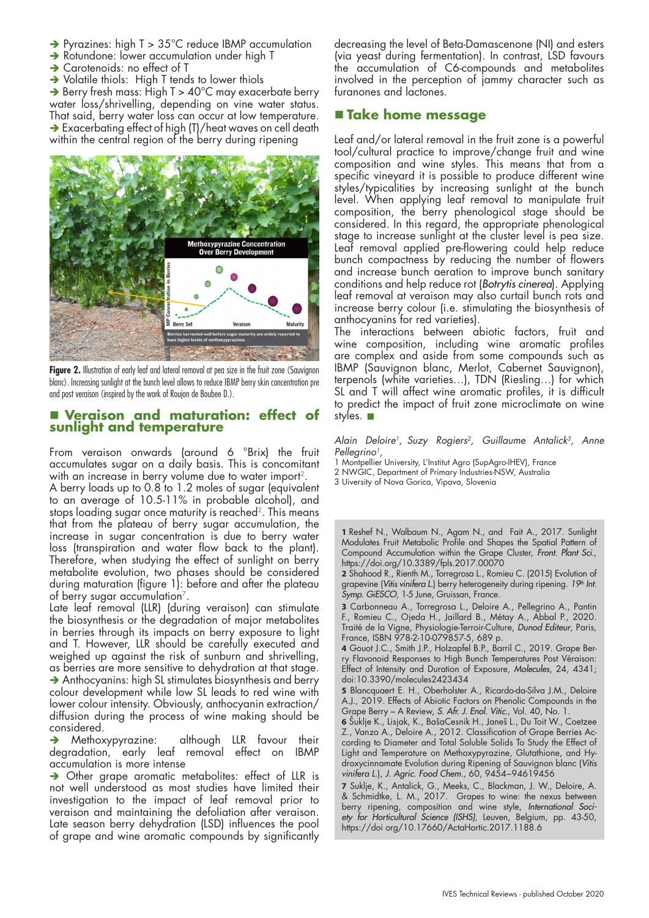➔ Pyrazines: high T > 35°C reduce IBMP accumulation
➔ Rotundone: lower accumulation under high T
➔ Carotenoids: no effect of T
➔ Volatile thiols: High T tends to lower thiols
➔ Berry fresh mass: High T > 40°C may exacerbate berry water loss/shrivelling, depending on vine water status. That said, berry water loss can occur at low temperature.
➔ Exacerbating effect of high (T)/heat waves on cell death within the central region of the berry during ripening

Methoxypyrazine Concentration Over Berry Development

MP Concentration in Berries

Berry Set

Veraison

Maturity

Berries harvested well before sugar maturity are widely reported to have higher levels of methoxypyrazines.

**Figure 2.** Illustration of early leaf and lateral removal at pea size in the fruit zone (Sauvignon blanc). Increasing sunlight at the bunch level allows to reduce IBMP berry skin concentration pre and post veraison (inspired by the work of Roujon de Boubee D.).

## Veraison and maturation: effect of sunlight and temperature

From veraison onwards (around 6 °Brix) the fruit accumulates sugar on a daily basis. This is concomitant with an increase in berry volume due to water import[2].
A berry loads up to 0.8 to 1.2 moles of sugar (equivalent to an average of 10.5-11% in probable alcohol), and stops loading sugar once maturity is reached[2]. This means that from the plateau of berry sugar accumulation, the increase in sugar concentration is due to berry water loss (transpiration and water flow back to the plant). Therefore, when studying the effect of sunlight on berry metabolite evolution, two phases should be considered during maturation (figure 1): before and after the plateau of berry sugar accumulation[7].
Late leaf removal (LLR) (during veraison) can stimulate the biosynthesis or the degradation of major metabolites in berries through its impacts on berry exposure to light and T. However, LLR should be carefully executed and weighed up against the risk of sunburn and shrivelling, as berries are more sensitive to dehydration at that stage.
➔ Anthocyanins: high SL stimulates biosynthesis and berry colour development while low SL leads to red wine with lower colour intensity. Obviously, anthocyanin extraction/diffusion during the process of wine making should be considered.
➔ Methoxypyrazine: although LLR favour their degradation, early leaf removal effect on IBMP accumulation is more intense
➔ Other grape aromatic metabolites: effect of LLR is not well understood as most studies have limited their investigation to the impact of leaf removal prior to veraison and maintaining the defoliation after veraison. Late season berry dehydration (LSD) influences the pool of grape and wine aromatic compounds by significantly decreasing the level of Beta-Damascenone (NI) and esters (via yeast during fermentation). In contrast, LSD favours the accumulation of C6-compounds and metabolites involved in the perception of jammy character such as furanones and lactones.

## Take home message

Leaf and/or lateral removal in the fruit zone is a powerful tool/cultural practice to improve/change fruit and wine composition and wine styles. This means that from a specific vineyard it is possible to produce different wine styles/typicalities by increasing sunlight at the bunch level. When applying leaf removal to manipulate fruit composition, the berry phenological stage should be considered. In this regard, the appropriate phenological stage to increase sunlight at the cluster level is pea size. Leaf removal applied pre-flowering could help reduce bunch compactness by reducing the number of flowers and increase bunch aeration to improve bunch sanitary conditions and help reduce rot (*Botrytis cinerea*). Applying leaf removal at veraison may also curtail bunch rots and increase berry colour (i.e. stimulating the biosynthesis of anthocyanins for red varieties).
The interactions between abiotic factors, fruit and wine composition, including wine aromatic profiles are complex and aside from some compounds such as IBMP (Sauvignon blanc, Merlot, Cabernet Sauvignon), terpenols (white varieties…), TDN (Riesling…) for which SL and T will affect wine aromatic profiles, it is difficult to predict the impact of fruit zone microclimate on wine styles.

*Alain Deloire[1], Suzy Rogiers[2], Guillaume Antalick[3], Anne Pellegrino[1],*

1 Montpellier University, L'Institut Agro (SupAgro-IHEV), France
2 NWGIC, Department of Primary Industries-NSW, Australia
3 Uversity of Nova Gorica, Vipava, Slovenia

**1** Reshef N., Walbaum N., Agam N., and Fait A., 2017. Sunlight Modulates Fruit Metabolic Profile and Shapes the Spatial Pattern of Compound Accumulation within the Grape Cluster, *Front. Plant Sci.*, https://doi.org/10.3389/fpls.2017.00070

**2** Shahood R., Rienth M., Torregrosa L., Romieu C. (2015) Evolution of grapevine (*Vitis vinifera L.*) berry heterogeneity during ripening. *19th Int. Symp. GiESCO*, 1-5 June, Gruissan, France.

**3** Carbonneau A., Torregrosa L., Deloire A., Pellegrino A., Pantin F., Romieu C., Ojeda H., Jaillard B., Métay A., Abbal P., 2020. Traité de la Vigne, Physiologie-Terroir-Culture, *Dunod Editeur*, Paris, France, ISBN 978-2-10-079857-5, 689 p.

**4** Gouot J.C., Smith J.P., Holzapfel B.P., Barril C., 2019. Grape Berry Flavonoid Responses to High Bunch Temperatures Post Véraison: Effect of Intensity and Duration of Exposure, *Molecules*, 24, 4341; doi:10.3390/molecules2423434

**5** Blancquaert E. H., Oberholster A., Ricardo-da-Silva J.M., Deloire A.J., 2019. Effects of Abiotic Factors on Phenolic Compounds in the Grape Berry – A Review, *S. Afr. J. Enol. Vitic.*, Vol. 40, No. 1.

**6** Šuklje K., Lisjak, K., BašaCesnik H., Janeš L., Du Toit W., Coetzee Z., Vanzo A., Deloire A., 2012. Classification of Grape Berries According to Diameter and Total Soluble Solids To Study the Effect of Light and Temperature on Methoxypyrazine, Glutathione, and Hydroxycinnamate Evolution during Ripening of Sauvignon blanc (*Vitis vinifera L.*), *J. Agric. Food Chem.*, 60, 9454−94619456

**7** Suklje, K., Antalick, G., Meeks, C., Blackman, J. W., Deloire, A. & Schmidtke, L. M., 2017. Grapes to wine: the nexus between berry ripening, composition and wine style, *International Society for Horticultural Science (ISHS)*, Leuven, Belgium, pp. 43-50, https://doi org/10.17660/ActaHortic.2017.1188.6